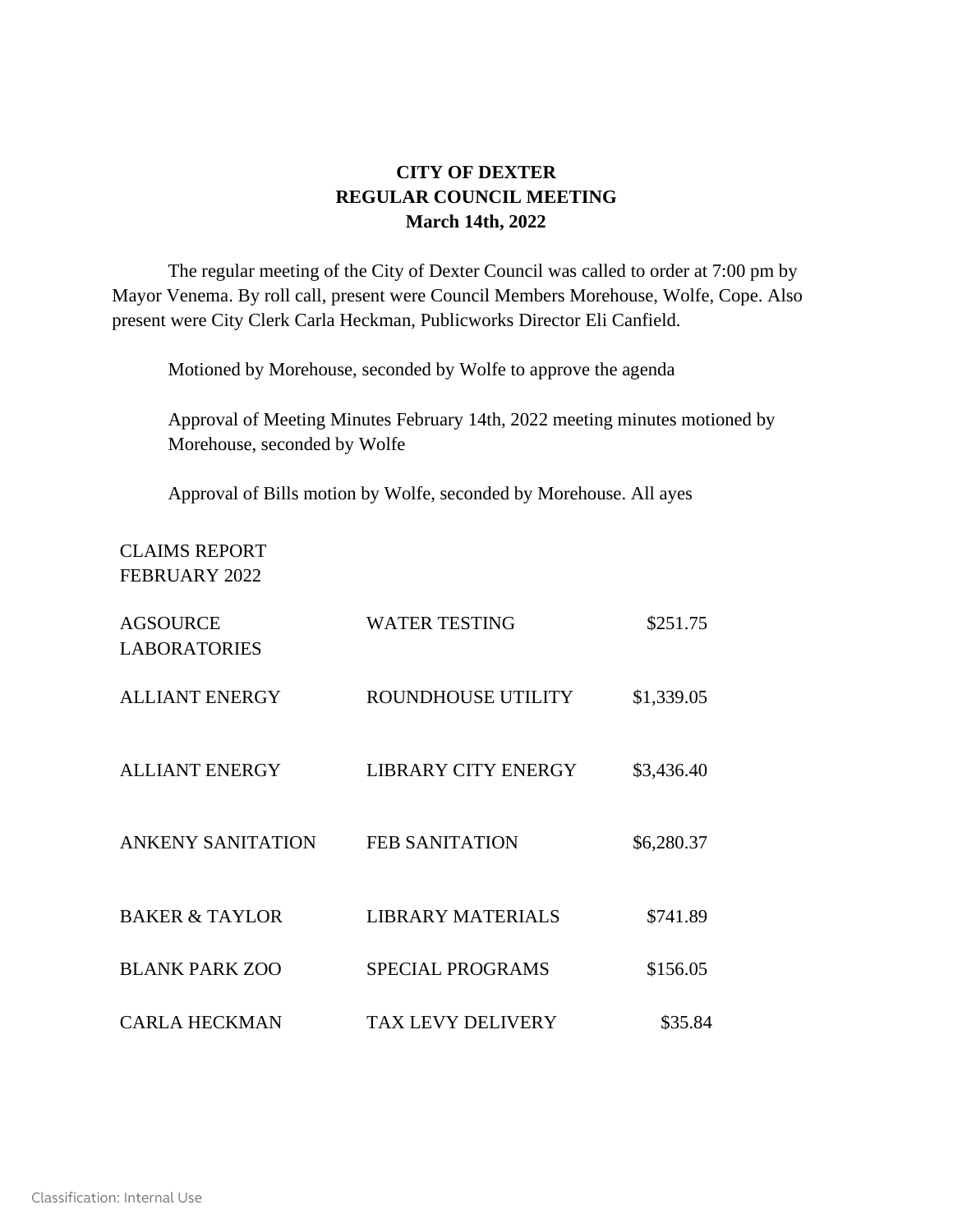**CITY OF DEXTER**
**REGULAR COUNCIL MEETING**
**March 14th, 2022**

The regular meeting of the City of Dexter Council was called to order at 7:00 pm by Mayor Venema. By roll call, present were Council Members Morehouse, Wolfe, Cope. Also present were City Clerk Carla Heckman, Publicworks Director Eli Canfield.

Motioned by Morehouse, seconded by Wolfe to approve the agenda

Approval of Meeting Minutes February 14th, 2022 meeting minutes motioned by Morehouse, seconded by Wolfe

Approval of Bills motion by Wolfe, seconded by Morehouse. All ayes

CLAIMS REPORT
FEBRUARY 2022

| | | |
|---|---|---|
| AGSOURCE LABORATORIES | WATER TESTING | $251.75 |
| ALLIANT ENERGY | ROUNDHOUSE UTILITY | $1,339.05 |
| ALLIANT ENERGY | LIBRARY CITY ENERGY | $3,436.40 |
| ANKENY SANITATION | FEB SANITATION | $6,280.37 |
| BAKER & TAYLOR | LIBRARY MATERIALS | $741.89 |
| BLANK PARK ZOO | SPECIAL PROGRAMS | $156.05 |
| CARLA HECKMAN | TAX LEVY DELIVERY | $35.84 |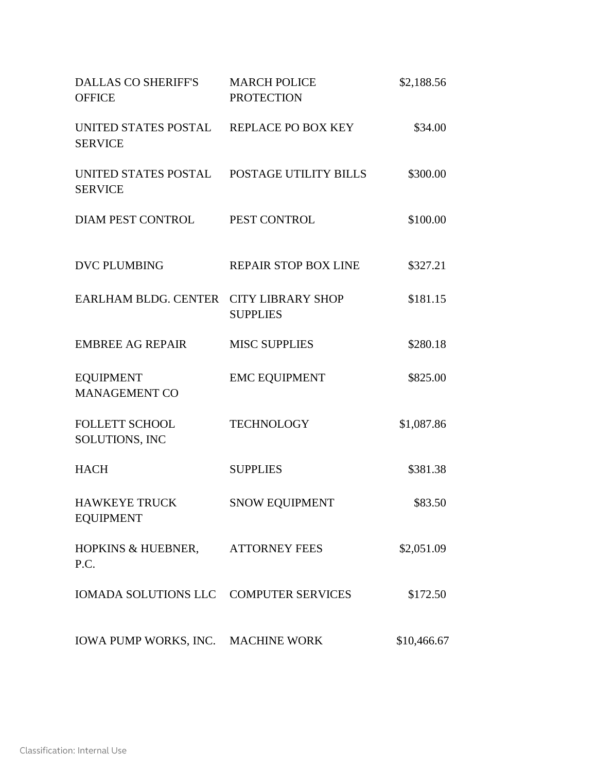| | | |
|---|---|---|
| DALLAS CO SHERIFF'S OFFICE | MARCH POLICE PROTECTION | $2,188.56 |
| UNITED STATES POSTAL SERVICE | REPLACE PO BOX KEY | $34.00 |
| UNITED STATES POSTAL SERVICE | POSTAGE UTILITY BILLS | $300.00 |
| DIAM PEST CONTROL | PEST CONTROL | $100.00 |
| DVC PLUMBING | REPAIR STOP BOX LINE | $327.21 |
| EARLHAM BLDG. CENTER | CITY LIBRARY SHOP SUPPLIES | $181.15 |
| EMBREE AG REPAIR | MISC SUPPLIES | $280.18 |
| EQUIPMENT MANAGEMENT CO | EMC EQUIPMENT | $825.00 |
| FOLLETT SCHOOL SOLUTIONS, INC | TECHNOLOGY | $1,087.86 |
| HACH | SUPPLIES | $381.38 |
| HAWKEYE TRUCK EQUIPMENT | SNOW EQUIPMENT | $83.50 |
| HOPKINS & HUEBNER, P.C. | ATTORNEY FEES | $2,051.09 |
| IOMADA SOLUTIONS LLC | COMPUTER SERVICES | $172.50 |
| IOWA PUMP WORKS, INC. | MACHINE WORK | $10,466.67 |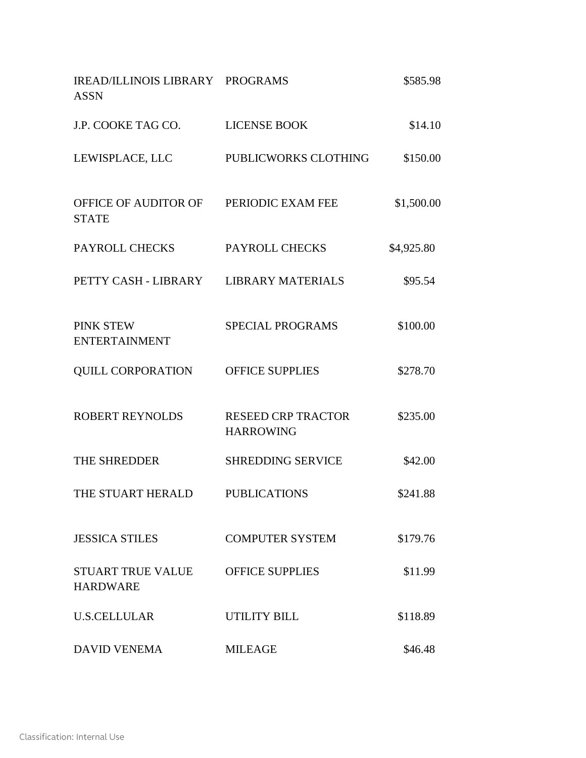| | | |
|---|---|---|
| IREAD/ILLINOIS LIBRARY ASSN | PROGRAMS | $585.98 |
| J.P. COOKE TAG CO. | LICENSE BOOK | $14.10 |
| LEWISPLACE, LLC | PUBLICWORKS CLOTHING | $150.00 |
| OFFICE OF AUDITOR OF STATE | PERIODIC EXAM FEE | $1,500.00 |
| PAYROLL CHECKS | PAYROLL CHECKS | $4,925.80 |
| PETTY CASH - LIBRARY | LIBRARY MATERIALS | $95.54 |
| PINK STEW ENTERTAINMENT | SPECIAL PROGRAMS | $100.00 |
| QUILL CORPORATION | OFFICE SUPPLIES | $278.70 |
| ROBERT REYNOLDS | RESEED CRP TRACTOR HARROWING | $235.00 |
| THE SHREDDER | SHREDDING SERVICE | $42.00 |
| THE STUART HERALD | PUBLICATIONS | $241.88 |
| JESSICA STILES | COMPUTER SYSTEM | $179.76 |
| STUART TRUE VALUE HARDWARE | OFFICE SUPPLIES | $11.99 |
| U.S.CELLULAR | UTILITY BILL | $118.89 |
| DAVID VENEMA | MILEAGE | $46.48 |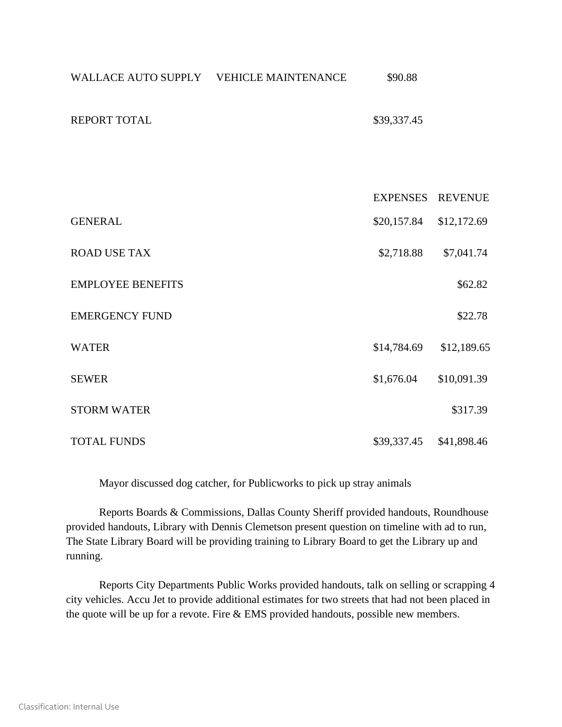| | | |
|---|---|---|
| WALLACE AUTO SUPPLY | VEHICLE MAINTENANCE | $90.88 |
| REPORT TOTAL | | $39,337.45 |

| | EXPENSES | REVENUE |
|---|---|---|
| GENERAL | $20,157.84 | $12,172.69 |
| ROAD USE TAX | $2,718.88 | $7,041.74 |
| EMPLOYEE BENEFITS | | $62.82 |
| EMERGENCY FUND | | $22.78 |
| WATER | $14,784.69 | $12,189.65 |
| SEWER | $1,676.04 | $10,091.39 |
| STORM WATER | | $317.39 |
| TOTAL FUNDS | $39,337.45 | $41,898.46 |

Mayor discussed dog catcher, for Publicworks to pick up stray animals

Reports Boards & Commissions, Dallas County Sheriff provided handouts, Roundhouse provided handouts, Library with Dennis Clemetson present question on timeline with ad to run, The State Library Board will be providing training to Library Board to get the Library up and running.

Reports City Departments Public Works provided handouts, talk on selling or scrapping 4 city vehicles. Accu Jet to provide additional estimates for two streets that had not been placed in the quote will be up for a revote. Fire & EMS provided handouts, possible new members.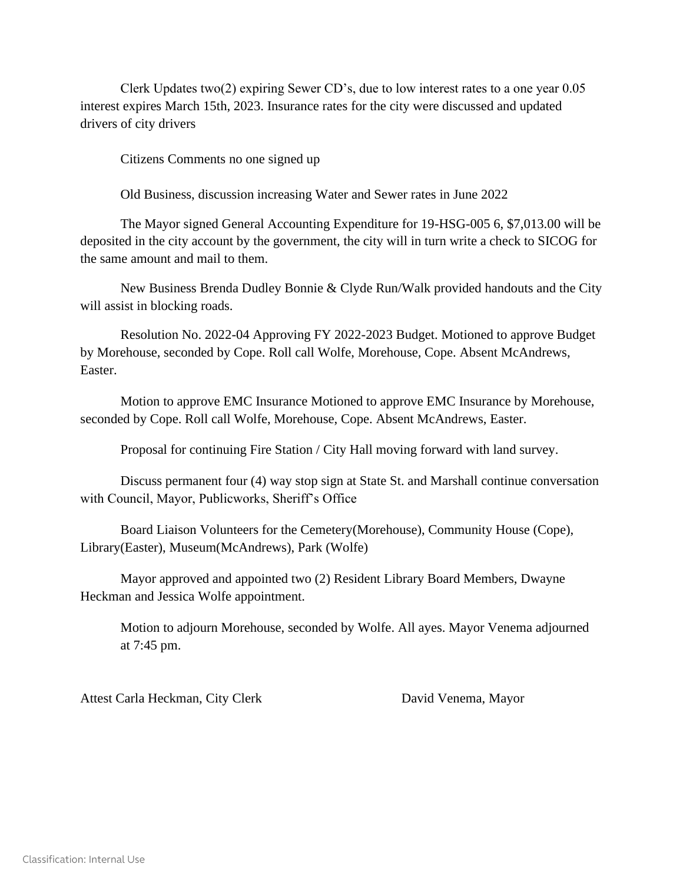Clerk Updates two(2) expiring Sewer CD's, due to low interest rates to a one year 0.05 interest expires March 15th, 2023. Insurance rates for the city were discussed and updated drivers of city drivers

Citizens Comments no one signed up

Old Business, discussion increasing Water and Sewer rates in June 2022

The Mayor signed General Accounting Expenditure for 19-HSG-005 6, $7,013.00 will be deposited in the city account by the government, the city will in turn write a check to SICOG for the same amount and mail to them.

New Business Brenda Dudley Bonnie & Clyde Run/Walk provided handouts and the City will assist in blocking roads.

Resolution No. 2022-04 Approving FY 2022-2023 Budget. Motioned to approve Budget by Morehouse, seconded by Cope. Roll call Wolfe, Morehouse, Cope. Absent McAndrews, Easter.

Motion to approve EMC Insurance Motioned to approve EMC Insurance by Morehouse, seconded by Cope. Roll call Wolfe, Morehouse, Cope. Absent McAndrews, Easter.

Proposal for continuing Fire Station / City Hall moving forward with land survey.

Discuss permanent four (4) way stop sign at State St. and Marshall continue conversation with Council, Mayor, Publicworks, Sheriff's Office

Board Liaison Volunteers for the Cemetery(Morehouse), Community House (Cope), Library(Easter), Museum(McAndrews), Park (Wolfe)

Mayor approved and appointed two (2) Resident Library Board Members, Dwayne Heckman and Jessica Wolfe appointment.

Motion to adjourn Morehouse, seconded by Wolfe. All ayes. Mayor Venema adjourned at 7:45 pm.

Attest Carla Heckman, City Clerk

David Venema, Mayor